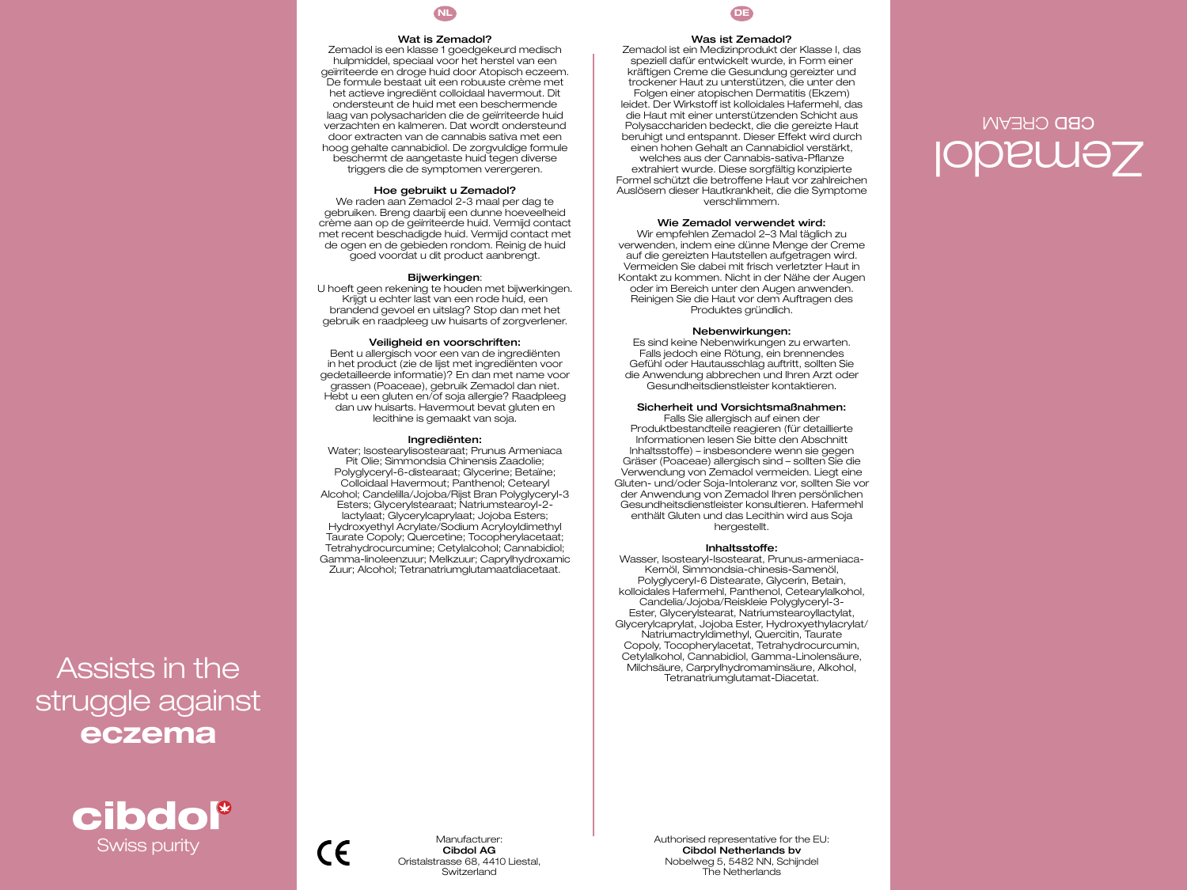Assists in the struggle against **eczema**

**cibdol**
Swiss purity

## NL

### Wat is Zemadol?

Zemadol is een klasse 1 goedgekeurd medisch hulpmiddel, speciaal voor het herstel van een geïrriteerde en droge huid door Atopisch eczeem. De formule bestaat uit een robuuste crème met het actieve ingrediënt colloidaal havermout. Dit ondersteunt de huid met een beschermende laag van polysachariden die de geïrriteerde huid verzachten en kalmeren. Dat wordt ondersteund door extracten van de cannabis sativa met een hoog gehalte cannabidiol. De zorgvuldige formule beschermt de aangetaste huid tegen diverse triggers die de symptomen verergeren.

### Hoe gebruikt u Zemadol?

We raden aan Zemadol 2-3 maal per dag te gebruiken. Breng daarbij een dunne hoeveelheid crème aan op de geïrriteerde huid. Vermijd contact met recent beschadigde huid. Vermijd contact met de ogen en de gebieden rondom. Reinig de huid goed voordat u dit product aanbrengt.

### Bijwerkingen:

U hoeft geen rekening te houden met bijwerkingen. Krijgt u echter last van een rode huid, een brandend gevoel en uitslag? Stop dan met het gebruik en raadpleeg uw huisarts of zorgverlener.

### Veiligheid en voorschriften:

Bent u allergisch voor een van de ingrediënten in het product (zie de lijst met ingrediënten voor gedetailleerde informatie)? En dan met name voor grassen (Poaceae), gebruik Zemadol dan niet. Hebt u een gluten en/of soja allergie? Raadpleeg dan uw huisarts. Havermout bevat gluten en lecithine is gemaakt van soja.

### Ingrediënten:

Water; Isostearylisostearaat; Prunus Armeniaca Pit Olie; Simmondsia Chinensis Zaadolie; Polyglyceryl-6-distearaat; Glycerine; Betaïne; Colloidaal Havermout; Panthenol; Cetearyl Alcohol; Candelilla/Jojoba/Rijst Bran Polyglyceryl-3 Esters; Glycerylstearaat; Natriumstearoyl-2-lactylaat; Glycerylcaprylaat; Jojoba Esters; Hydroxyethyl Acrylate/Sodium Acryloyldimethyl Taurate Copoly; Quercetine; Tocopherylacetaat; Tetrahydrocurcumine; Cetylalcohol; Cannabidiol; Gamma-linoleenzuur; Melkzuur; Caprylhydroxamic Zuur; Alcohol; Tetranatriumglutamaatdiacetaat.

## DE

### Was ist Zemadol?

Zemadol ist ein Medizinprodukt der Klasse I, das speziell dafür entwickelt wurde, in Form einer kräftigen Creme die Gesundung gereizter und trockener Haut zu unterstützen, die unter den Folgen einer atopischen Dermatitis (Ekzem) leidet. Der Wirkstoff ist kolloidales Hafermehl, das die Haut mit einer unterstützenden Schicht aus Polysacchariden bedeckt, die die gereizte Haut beruhigt und entspannt. Dieser Effekt wird durch einen hohen Gehalt an Cannabidiol verstärkt, welches aus der Cannabis-sativa-Pflanze extrahiert wurde. Diese sorgfältig konzipierte Formel schützt die betroffene Haut vor zahlreichen Auslösern dieser Hautkrankheit, die die Symptome verschlimmern.

### Wie Zemadol verwendet wird:

Wir empfehlen Zemadol 2–3 Mal täglich zu verwenden, indem eine dünne Menge der Creme auf die gereizten Hautstellen aufgetragen wird. Vermeiden Sie dabei mit frisch verletzter Haut in Kontakt zu kommen. Nicht in der Nähe der Augen oder im Bereich unter den Augen anwenden. Reinigen Sie die Haut vor dem Auftragen des Produktes gründlich.

### Nebenwirkungen:

Es sind keine Nebenwirkungen zu erwarten. Falls jedoch eine Rötung, ein brennendes Gefühl oder Hautausschlag auftritt, sollten Sie die Anwendung abbrechen und Ihren Arzt oder Gesundheitsdienstleister kontaktieren.

### Sicherheit und Vorsichtsmaßnahmen:

Falls Sie allergisch auf einen der Produktbestandteile reagieren (für detaillierte Informationen lesen Sie bitte den Abschnitt Inhaltsstoffe) – insbesondere wenn sie gegen Gräser (Poaceae) allergisch sind – sollten Sie die Verwendung von Zemadol vermeiden. Liegt eine Gluten- und/oder Soja-Intoleranz vor, sollten Sie vor der Anwendung von Zemadol Ihren persönlichen Gesundheitsdienstleister konsultieren. Hafermehl enthält Gluten und das Lecithin wird aus Soja hergestellt.

### Inhaltsstoffe:

Wasser, Isostearyl-Isostearat, Prunus-armeniaca-Kernöl, Simmondsia-chinesis-Samenöl, Polyglyceryl-6 Distearate, Glycerin, Betain, kolloidales Hafermehl, Panthenol, Cetearylalkohol, Candelia/Jojoba/Reiskleie Polyglyceryl-3-Ester, Glycerylstearat, Natriumstearoyllactylat, Glycerylcaprylat, Jojoba Ester, Hydroxyethylacrylat/Natriumactryldimethyl, Quercitin, Taurate Copoly, Tocopherylacetat, Tetrahydrocurcumin, Cetylalkohol, Cannabidiol, Gamma-Linolensäure, Milchsäure, Carprylhydromaminsäure, Alcohol, Tetranatriumglutamat-Diacetat.

CE

Manufacturer:
**Cibdol AG**
Oristalstrasse 68, 4410 Liestal,
Switzerland

Authorised representative for the EU:
**Cibdol Netherlands bv**
Nobelweg 5, 5482 NN, Schijndel
The Netherlands

Zemadol
CBD CREAM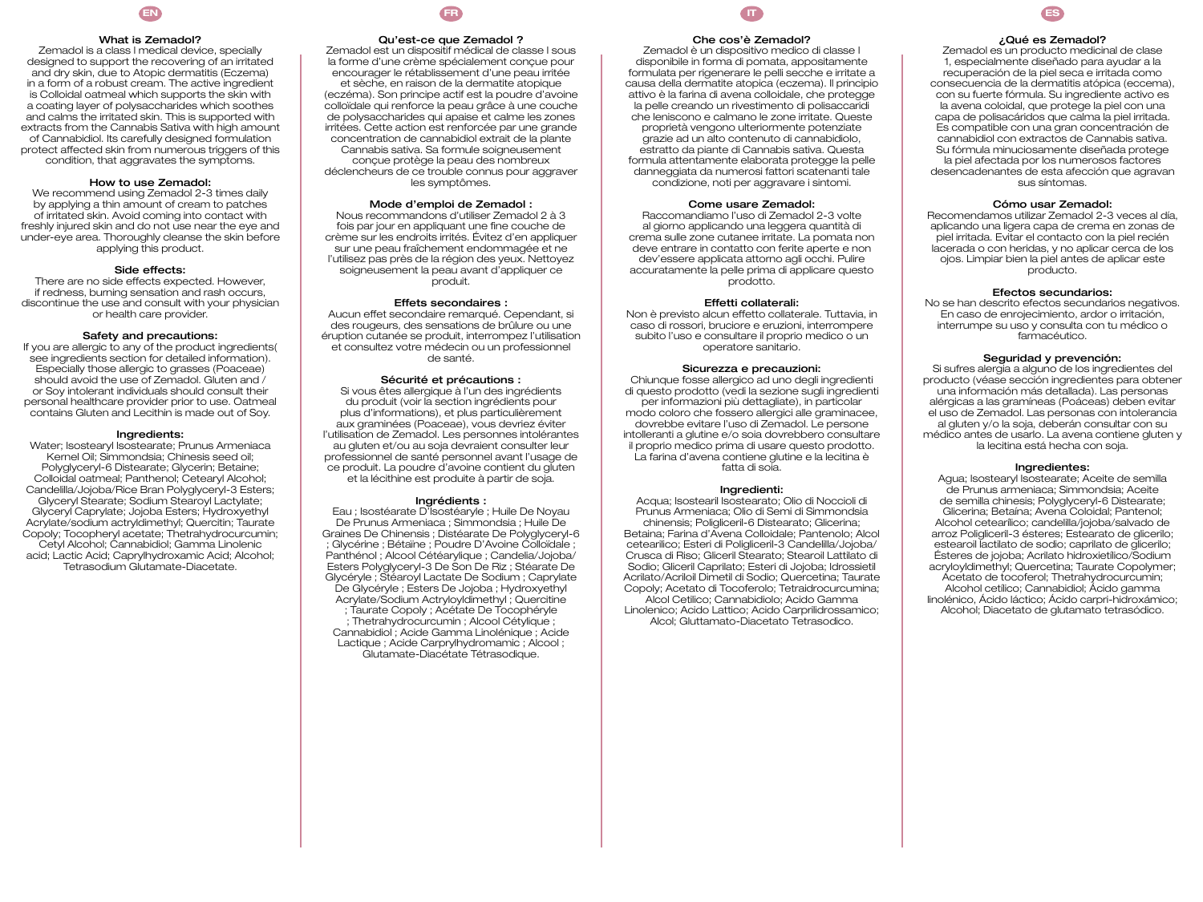EN

## What is Zemadol?

Zemadol is a class I medical device, specially designed to support the recovering of an irritated and dry skin, due to Atopic dermatitis (Eczema) in a form of a robust cream. The active ingredient is Colloidal oatmeal which supports the skin with a coating layer of polysaccharides which soothes and calms the irritated skin. This is supported with extracts from the Cannabis Sativa with high amount of Cannabidiol. Its carefully designed formulation protect affected skin from numerous triggers of this condition, that aggravates the symptoms.

## How to use Zemadol:

We recommend using Zemadol 2-3 times daily by applying a thin amount of cream to patches of irritated skin. Avoid coming into contact with freshly injured skin and do not use near the eye and under-eye area. Thoroughly cleanse the skin before applying this product.

## Side effects:

There are no side effects expected. However, if redness, burning sensation and rash occurs, discontinue the use and consult with your physician or health care provider.

## Safety and precautions:

If you are allergic to any of the product ingredients( see ingredients section for detailed information). Especially those allergic to grasses (Poaceae) should avoid the use of Zemadol. Gluten and / or Soy intolerant individuals should consult their personal healthcare provider prior to use. Oatmeal contains Gluten and Lecithin is made out of Soy.

## Ingredients:

Water; Isostearyl Isostearate; Prunus Armeniaca Kernel Oil; Simmondsia; Chinesis seed oil; Polyglyceryl-6 Distearate; Glycerin; Betaine; Colloidal oatmeal; Panthenol; Cetearyl Alcohol; Candelilla/Jojoba/Rice Bran Polyglyceryl-3 Esters; Glyceryl Stearate; Sodium Stearoyl Lactylate; Glyceryl Caprylate; Jojoba Esters; Hydroxyethyl Acrylate/sodium actryldimethyl; Quercitin; Taurate Copoly; Tocopheryl acetate; Thetrahydrocurcumin; Cetyl Alcohol; Cannabidiol; Gamma Linolenic acid; Lactic Acid; Caprylhydroxamic Acid; Alcohol; Tetrasodium Glutamate-Diacetate.

FR

## Qu'est-ce que Zemadol ?

Zemadol est un dispositif médical de classe I sous la forme d'une crème spécialement conçue pour encourager le rétablissement d'une peau irritée et sèche, en raison de la dermatite atopique (eczéma). Son principe actif est la poudre d'avoine colloïdale qui renforce la peau grâce à une couche de polysaccharides qui apaise et calme les zones irritées. Cette action est renforcée par une grande concentration de cannabidiol extrait de la plante Cannabis sativa. Sa formule soigneusement conçue protège la peau des nombreux déclencheurs de ce trouble connus pour aggraver les symptômes.

## Mode d'emploi de Zemadol :

Nous recommandons d'utiliser Zemadol 2 à 3 fois par jour en appliquant une fine couche de crème sur les endroits irrités. Évitez d'en appliquer sur une peau fraîchement endommagée et ne l'utilisez pas près de la région des yeux. Nettoyez soigneusement la peau avant d'appliquer ce produit.

## Effets secondaires :

Aucun effet secondaire remarqué. Cependant, si des rougeurs, des sensations de brûlure ou une éruption cutanée se produit, interrompez l'utilisation et consultez votre médecin ou un professionnel de santé.

## Sécurité et précautions :

Si vous êtes allergique à l'un des ingrédients du produit (voir la section ingrédients pour plus d'informations), et plus particulièrement aux graminées (Poaceae), vous devriez éviter l'utilisation de Zemadol. Les personnes intolérantes au gluten et/ou au soja devraient consulter leur professionnel de santé personnel avant l'usage de ce produit. La poudre d'avoine contient du gluten et la lécithine est produite à partir de soja.

## Ingrédients :

Eau ; Isostéarate D'Isostéaryle ; Huile De Noyau De Prunus Armeniaca ; Simmondsia ; Huile De Graines De Chinensis ; Distéarate De Polyglycéryl-6 ; Glycérine ; Bétaïne ; Poudre D'Avoine Colloïdale ; Panthénol ; Alcool Cétéarylique ; Candelia/Jojoba/ Esters Polyglycéryl-3 De Son De Riz ; Stéarate De Glycéryle ; Stéaroyl Lactate De Sodium ; Caprylate De Glycéryle ; Esters De Jojoba ; Hydroxyethyl Acrylate/Sodium Actryloyldimethyl ; Quercitine ; Taurate Copoly ; Acétate De Tocophéryle ; Thetrahydrocurcumin ; Alcool Cétylique ; Cannabidiol ; Acide Gamma Linolénique ; Acide Lactique ; Acide Carprylhydromamic ; Alcool ; Glutamate-Diacétate Tétrasodique.

IT

## Che cos'è Zemadol?

Zemadol è un dispositivo medico di classe I disponibile in forma di pomata, appositamente formulata per rigenerare le pelli secche e irritate a causa della dermatite atopica (eczema). Il principio attivo è la farina di avena colloidale, che protegge la pelle creando un rivestimento di polisaccaridi che leniscono e calmano le zone irritate. Queste proprietà vengono ulteriormente potenziate grazie ad un alto contenuto di cannabidiolo, estratto da piante di Cannabis sativa. Questa formula attentamente elaborata protegge la pelle danneggiata da numerosi fattori scatenanti tale condizione, noti per aggravare i sintomi.

## Come usare Zemadol:

Raccomandiamo l'uso di Zemadol 2-3 volte al giorno applicando una leggera quantità di crema sulle zone cutanee irritate. La pomata non deve entrare in contatto con ferite aperte e non dev'essere applicata attorno agli occhi. Pulire accuratamente la pelle prima di applicare questo prodotto.

## Effetti collaterali:

Non è previsto alcun effetto collaterale. Tuttavia, in caso di rossori, bruciore e eruzioni, interrompere subito l'uso e consultare il proprio medico o un operatore sanitario.

## Sicurezza e precauzioni:

Chiunque fosse allergico ad uno degli ingredienti di questo prodotto (vedi la sezione sugli ingredienti per informazioni più dettagliate), in particolar modo coloro che fossero allergici alle graminacee, dovrebbe evitare l'uso di Zemadol. Le persone intolleranti a glutine e/o soia dovrebbero consultare il proprio medico prima di usare questo prodotto. La farina d'avena contiene glutine e la lecitina è fatta di soia.

## Ingredienti:

Acqua; Isostearil Isostearato; Olio di Noccioli di Prunus Armeniaca; Olio di Semi di Simmondsia chinensis; Poligliceril-6 Distearato; Glicerina; Betaina; Farina d'Avena Colloidale; Pantenolo; Alcol cetearilico; Esteri di Poligliceril-3 Candelilla/Jojoba/ Crusca di Riso; Gliceril Stearato; Stearoil Lattilato di Sodio; Gliceril Caprilato; Esteri di Jojoba; Idrossietil Acrilato/Acriloil Dimetil di Sodio; Quercetina; Taurate Copoly; Acetato di Tocoferolo; Tetraidrocurcumina; Alcol Cetilico; Cannabidiolo; Acido Gamma Linolenico; Acido Lattico; Acido Carprilidrossamico; Alcol; Gluttamato-Diacetato Tetrasodico.

ES

## ¿Qué es Zemadol?

Zemadol es un producto medicinal de clase 1, especialmente diseñado para ayudar a la recuperación de la piel seca e irritada como consecuencia de la dermatitis atópica (eccema), con su fuerte fórmula. Su ingrediente activo es la avena coloidal, que protege la piel con una capa de polisacáridos que calma la piel irritada. Es compatible con una gran concentración de cannabidiol con extractos de Cannabis Sativa. Su fórmula minuciosamente diseñada protege la piel afectada por los numerosos factores desencadenantes de esta afección que agravan sus síntomas.

## Cómo usar Zemadol:

Recomendamos utilizar Zemadol 2-3 veces al día, aplicando una ligera capa de crema en zonas de piel irritada. Evitar el contacto con la piel recién lacerada o con heridas, y no aplicar cerca de los ojos. Limpiar bien la piel antes de aplicar este producto.

## Efectos secundarios:

No se han descrito efectos secundarios negativos. En caso de enrojecimiento, ardor o irritación, interrumpe su uso y consulta con tu médico o farmacéutico.

## Seguridad y prevención:

Si sufres alergia a alguno de los ingredientes del producto (véase sección ingredientes para obtener una información más detallada). Las personas alérgicas a las gramíneas (Poáceas) deben evitar el uso de Zemadol. Las personas con intolerancia al gluten y/o la soja, deberán consultar con su médico antes de usarlo. La avena contiene gluten y la lecitina está hecha con soja.

## Ingredientes:

Agua; Isostearyl Isostearate; Aceite de semilla de Prunus armeniaca; Simmondsia; Aceite de semilla chinesis; Polyglyceryl-6 Distearate; Glicerina; Betaína; Avena Coloidal; Pantenol; Alcohol cetearílico; candelilla/jojoba/salvado de arroz Poligliceril-3 ésteres; Estearato de glicerilo; estearoil lactilato de sodio; caprilato de glicerilo; Ésteres de jojoba; Acrilato hidroxietílico/Sodium acryloyldimethyl; Quercetina; Taurate Copolymer; Acetato de tocoferol; Thetrahydrocurcumin; Alcohol cetílico; Cannabidiol; Ácido gamma linolénico, Ácido láctico; Ácido carpri-hidroxámico; Alcohol; Diacetato de glutamato tetrasódico.